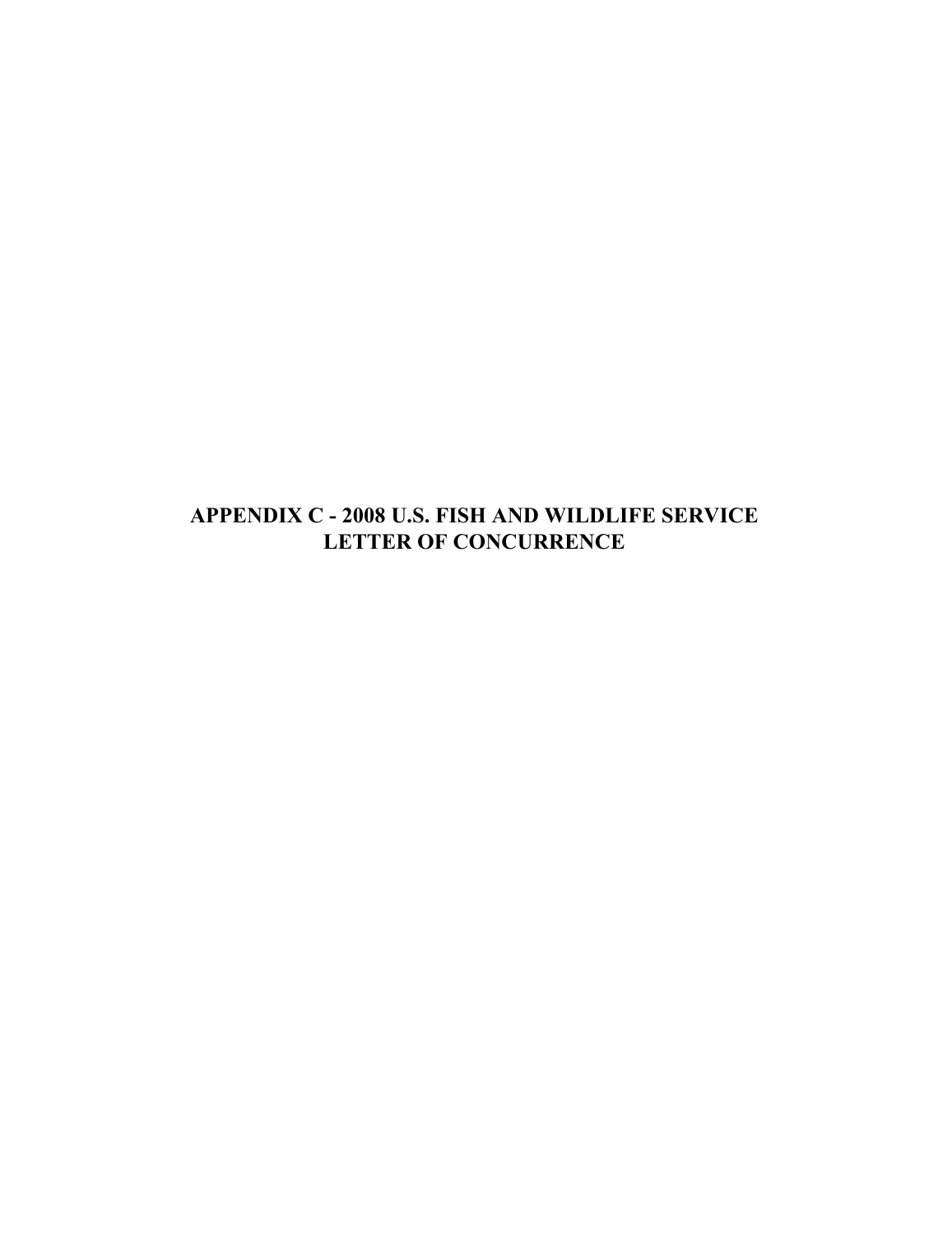# APPENDIX C - 2008 U.S. FISH AND WILDLIFE SERVICE LETTER OF CONCURRENCE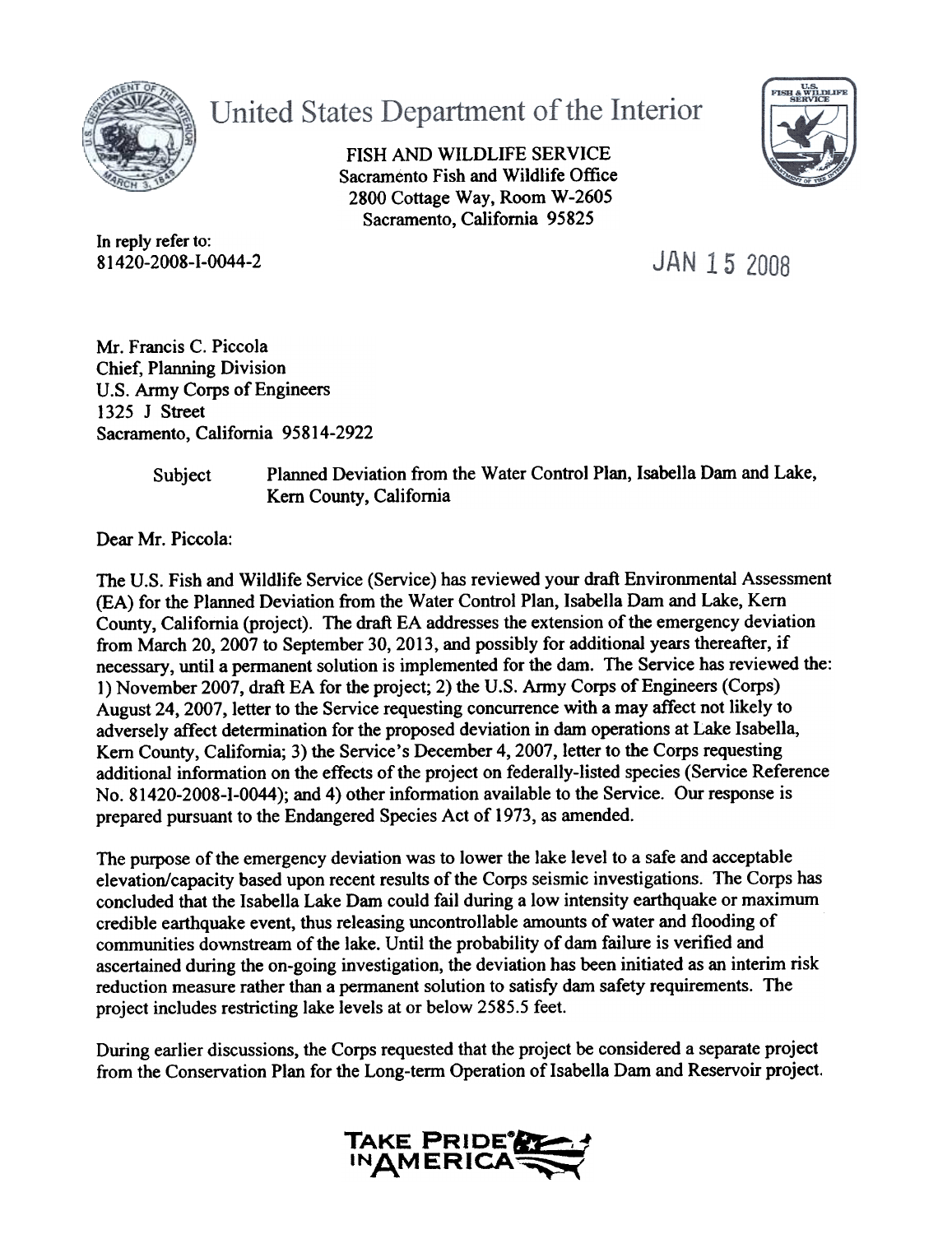# United States Department of the Interior

FISH AND WILDLIFE SERVICE
Sacramento Fish and Wildlife Office
2800 Cottage Way, Room W-2605
Sacramento, California 95825

In reply refer to:
81420-2008-I-0044-2

JAN 15 2008

Mr. Francis C. Piccola
Chief, Planning Division
U.S. Army Corps of Engineers
1325 J Street
Sacramento, California 95814-2922

Subject Planned Deviation from the Water Control Plan, Isabella Dam and Lake, Kern County, California

Dear Mr. Piccola:

The U.S. Fish and Wildlife Service (Service) has reviewed your draft Environmental Assessment (EA) for the Planned Deviation from the Water Control Plan, Isabella Dam and Lake, Kern County, California (project). The draft EA addresses the extension of the emergency deviation from March 20, 2007 to September 30, 2013, and possibly for additional years thereafter, if necessary, until a permanent solution is implemented for the dam. The Service has reviewed the: 1) November 2007, draft EA for the project; 2) the U.S. Army Corps of Engineers (Corps) August 24, 2007, letter to the Service requesting concurrence with a may affect not likely to adversely affect determination for the proposed deviation in dam operations at Lake Isabella, Kern County, California; 3) the Service's December 4, 2007, letter to the Corps requesting additional information on the effects of the project on federally-listed species (Service Reference No. 81420-2008-I-0044); and 4) other information available to the Service. Our response is prepared pursuant to the Endangered Species Act of 1973, as amended.

The purpose of the emergency deviation was to lower the lake level to a safe and acceptable elevation/capacity based upon recent results of the Corps seismic investigations. The Corps has concluded that the Isabella Lake Dam could fail during a low intensity earthquake or maximum credible earthquake event, thus releasing uncontrollable amounts of water and flooding of communities downstream of the lake. Until the probability of dam failure is verified and ascertained during the on-going investigation, the deviation has been initiated as an interim risk reduction measure rather than a permanent solution to satisfy dam safety requirements. The project includes restricting lake levels at or below 2585.5 feet.

During earlier discussions, the Corps requested that the project be considered a separate project from the Conservation Plan for the Long-term Operation of Isabella Dam and Reservoir project.

TAKE PRIDE IN AMERICA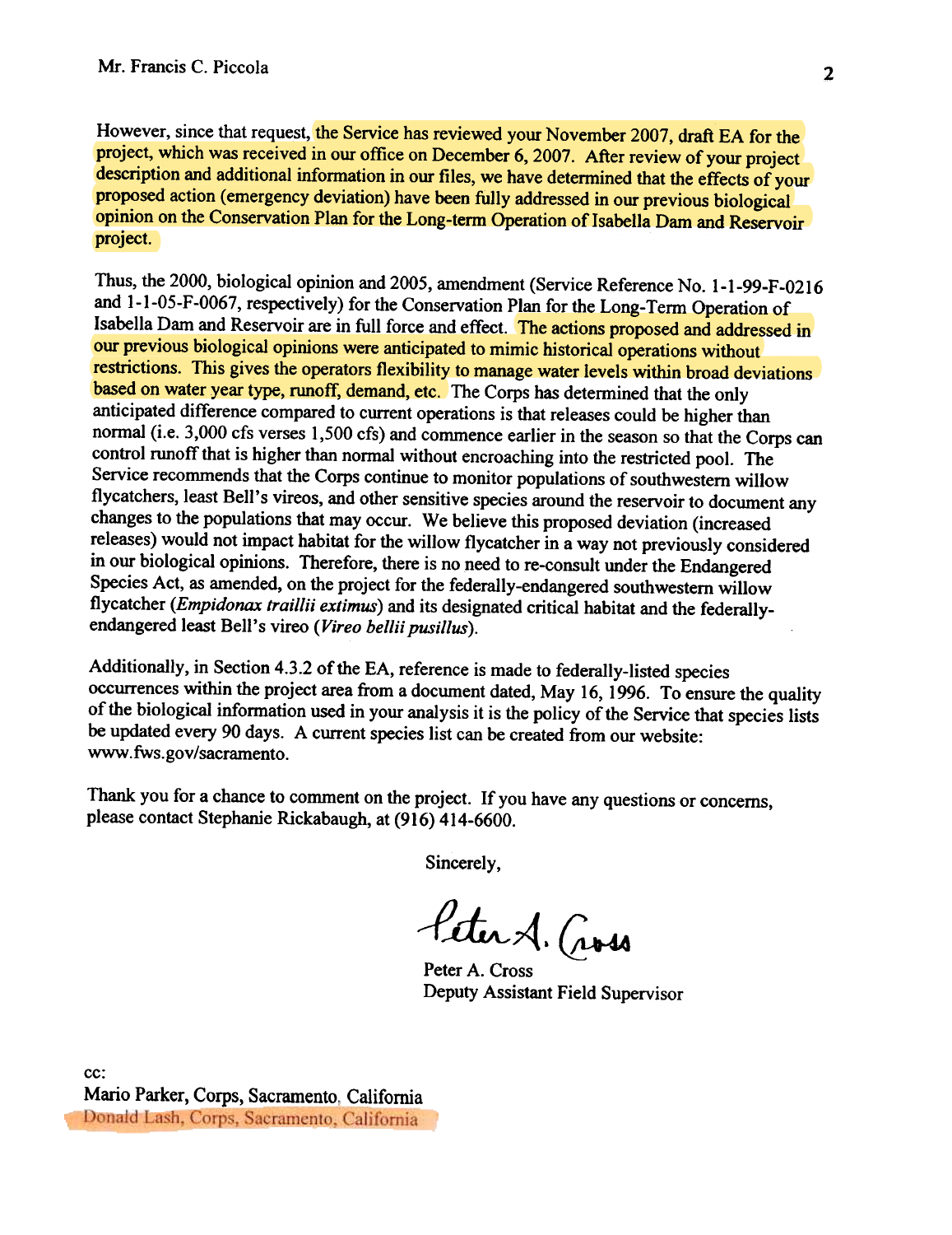However, since that request, the Service has reviewed your November 2007, draft EA for the project, which was received in our office on December 6, 2007. After review of your project description and additional information in our files, we have determined that the effects of your proposed action (emergency deviation) have been fully addressed in our previous biological opinion on the Conservation Plan for the Long-term Operation of Isabella Dam and Reservoir project.

Thus, the 2000, biological opinion and 2005, amendment (Service Reference No. 1-1-99-F-0216 and 1-1-05-F-0067, respectively) for the Conservation Plan for the Long-Term Operation of Isabella Dam and Reservoir are in full force and effect. The actions proposed and addressed in our previous biological opinions were anticipated to mimic historical operations without restrictions. This gives the operators flexibility to manage water levels within broad deviations based on water year type, runoff, demand, etc. The Corps has determined that the only anticipated difference compared to current operations is that releases could be higher than normal (i.e. 3,000 cfs verses 1,500 cfs) and commence earlier in the season so that the Corps can control runoff that is higher than normal without encroaching into the restricted pool. The Service recommends that the Corps continue to monitor populations of southwestern willow flycatchers, least Bell's vireos, and other sensitive species around the reservoir to document any changes to the populations that may occur. We believe this proposed deviation (increased releases) would not impact habitat for the willow flycatcher in a way not previously considered in our biological opinions. Therefore, there is no need to re-consult under the Endangered Species Act, as amended, on the project for the federally-endangered southwestern willow flycatcher (*Empidonax traillii extimus*) and its designated critical habitat and the federally-endangered least Bell's vireo (*Vireo bellii pusillus*).

Additionally, in Section 4.3.2 of the EA, reference is made to federally-listed species occurrences within the project area from a document dated, May 16, 1996. To ensure the quality of the biological information used in your analysis it is the policy of the Service that species lists be updated every 90 days. A current species list can be created from our website: www.fws.gov/sacramento.

Thank you for a chance to comment on the project. If you have any questions or concerns, please contact Stephanie Rickabaugh, at (916) 414-6600.

Sincerely,

Peter A. Cross

Peter A. Cross
Deputy Assistant Field Supervisor

cc:
Mario Parker, Corps, Sacramento, California
Donald Lash, Corps, Sacramento, California